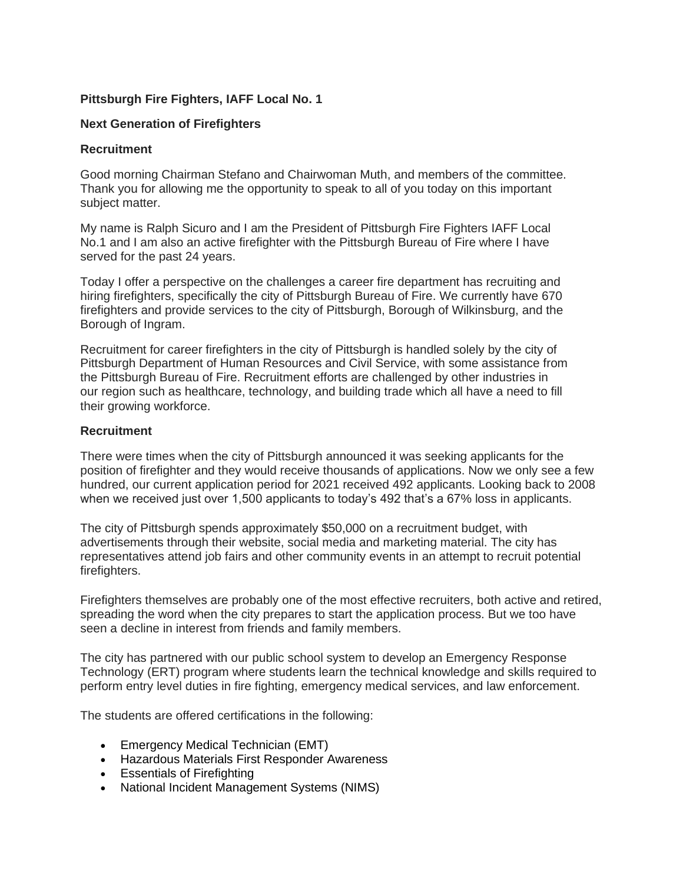**Pittsburgh Fire Fighters, IAFF Local No. 1**

**Next Generation of Firefighters**

**Recruitment**

Good morning Chairman Stefano and Chairwoman Muth, and members of the committee. Thank you for allowing me the opportunity to speak to all of you today on this important subject matter.

My name is Ralph Sicuro and I am the President of Pittsburgh Fire Fighters IAFF Local No.1 and I am also an active firefighter with the Pittsburgh Bureau of Fire where I have served for the past 24 years.

Today I offer a perspective on the challenges a career fire department has recruiting and hiring firefighters, specifically the city of Pittsburgh Bureau of Fire. We currently have 670 firefighters and provide services to the city of Pittsburgh, Borough of Wilkinsburg, and the Borough of Ingram.

Recruitment for career firefighters in the city of Pittsburgh is handled solely by the city of Pittsburgh Department of Human Resources and Civil Service, with some assistance from the Pittsburgh Bureau of Fire. Recruitment efforts are challenged by other industries in our region such as healthcare, technology, and building trade which all have a need to fill their growing workforce.

**Recruitment**

There were times when the city of Pittsburgh announced it was seeking applicants for the position of firefighter and they would receive thousands of applications. Now we only see a few hundred, our current application period for 2021 received 492 applicants. Looking back to 2008 when we received just over 1,500 applicants to today's 492 that's a 67% loss in applicants.

The city of Pittsburgh spends approximately $50,000 on a recruitment budget, with advertisements through their website, social media and marketing material. The city has representatives attend job fairs and other community events in an attempt to recruit potential firefighters.

Firefighters themselves are probably one of the most effective recruiters, both active and retired, spreading the word when the city prepares to start the application process. But we too have seen a decline in interest from friends and family members.

The city has partnered with our public school system to develop an Emergency Response Technology (ERT) program where students learn the technical knowledge and skills required to perform entry level duties in fire fighting, emergency medical services, and law enforcement.

The students are offered certifications in the following:

- Emergency Medical Technician (EMT)
- Hazardous Materials First Responder Awareness
- Essentials of Firefighting
- National Incident Management Systems (NIMS)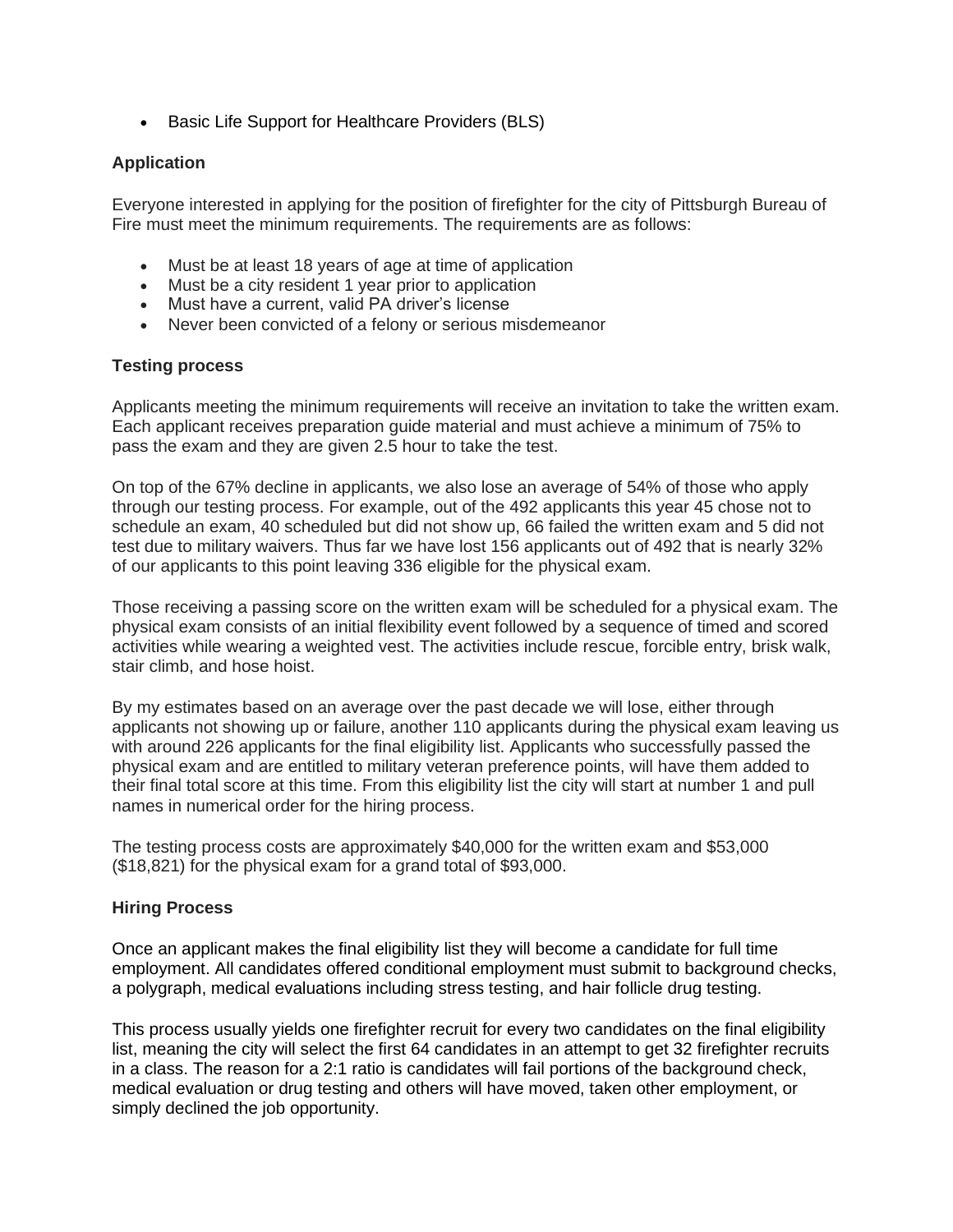- Basic Life Support for Healthcare Providers (BLS)

**Application**

Everyone interested in applying for the position of firefighter for the city of Pittsburgh Bureau of Fire must meet the minimum requirements. The requirements are as follows:

- Must be at least 18 years of age at time of application
- Must be a city resident 1 year prior to application
- Must have a current, valid PA driver's license
- Never been convicted of a felony or serious misdemeanor

**Testing process**

Applicants meeting the minimum requirements will receive an invitation to take the written exam. Each applicant receives preparation guide material and must achieve a minimum of 75% to pass the exam and they are given 2.5 hour to take the test.

On top of the 67% decline in applicants, we also lose an average of 54% of those who apply through our testing process. For example, out of the 492 applicants this year 45 chose not to schedule an exam, 40 scheduled but did not show up, 66 failed the written exam and 5 did not test due to military waivers. Thus far we have lost 156 applicants out of 492 that is nearly 32% of our applicants to this point leaving 336 eligible for the physical exam.

Those receiving a passing score on the written exam will be scheduled for a physical exam. The physical exam consists of an initial flexibility event followed by a sequence of timed and scored activities while wearing a weighted vest. The activities include rescue, forcible entry, brisk walk, stair climb, and hose hoist.

By my estimates based on an average over the past decade we will lose, either through applicants not showing up or failure, another 110 applicants during the physical exam leaving us with around 226 applicants for the final eligibility list. Applicants who successfully passed the physical exam and are entitled to military veteran preference points, will have them added to their final total score at this time. From this eligibility list the city will start at number 1 and pull names in numerical order for the hiring process.

The testing process costs are approximately $40,000 for the written exam and $53,000 ($18,821) for the physical exam for a grand total of $93,000.

**Hiring Process**

Once an applicant makes the final eligibility list they will become a candidate for full time employment. All candidates offered conditional employment must submit to background checks, a polygraph, medical evaluations including stress testing, and hair follicle drug testing.

This process usually yields one firefighter recruit for every two candidates on the final eligibility list, meaning the city will select the first 64 candidates in an attempt to get 32 firefighter recruits in a class. The reason for a 2:1 ratio is candidates will fail portions of the background check, medical evaluation or drug testing and others will have moved, taken other employment, or simply declined the job opportunity.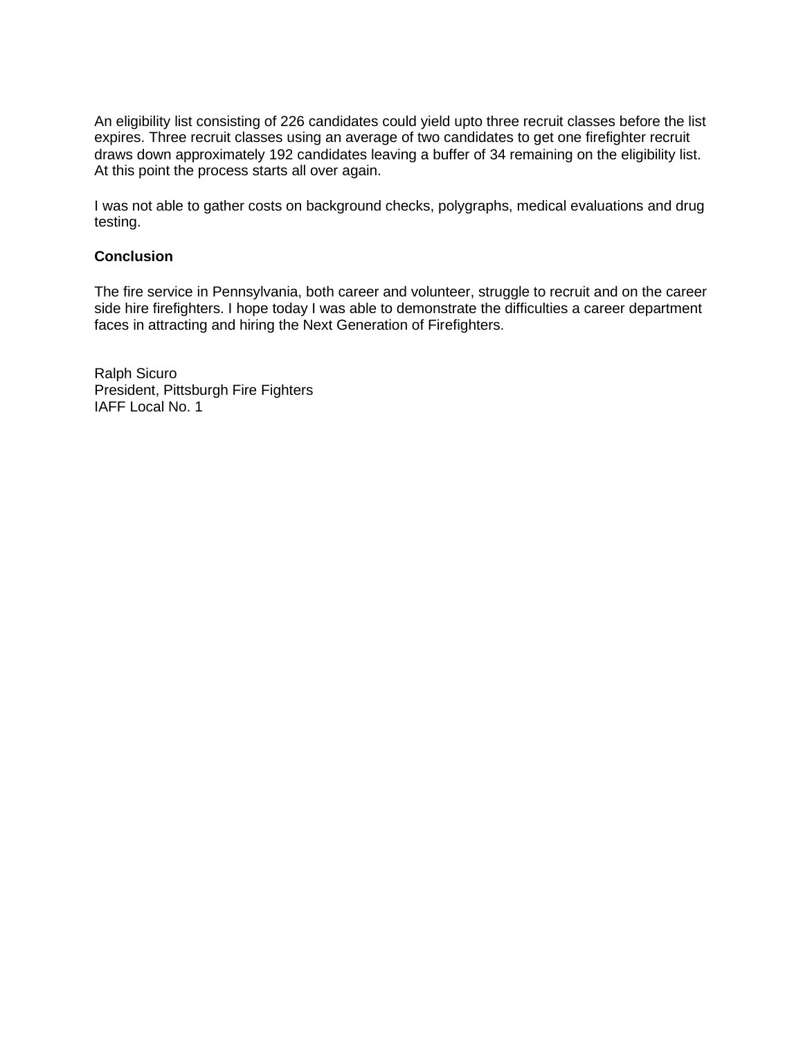An eligibility list consisting of 226 candidates could yield upto three recruit classes before the list expires. Three recruit classes using an average of two candidates to get one firefighter recruit draws down approximately 192 candidates leaving a buffer of 34 remaining on the eligibility list. At this point the process starts all over again.

I was not able to gather costs on background checks, polygraphs, medical evaluations and drug testing.

**Conclusion**

The fire service in Pennsylvania, both career and volunteer, struggle to recruit and on the career side hire firefighters. I hope today I was able to demonstrate the difficulties a career department faces in attracting and hiring the Next Generation of Firefighters.

Ralph Sicuro
President, Pittsburgh Fire Fighters
IAFF Local No. 1